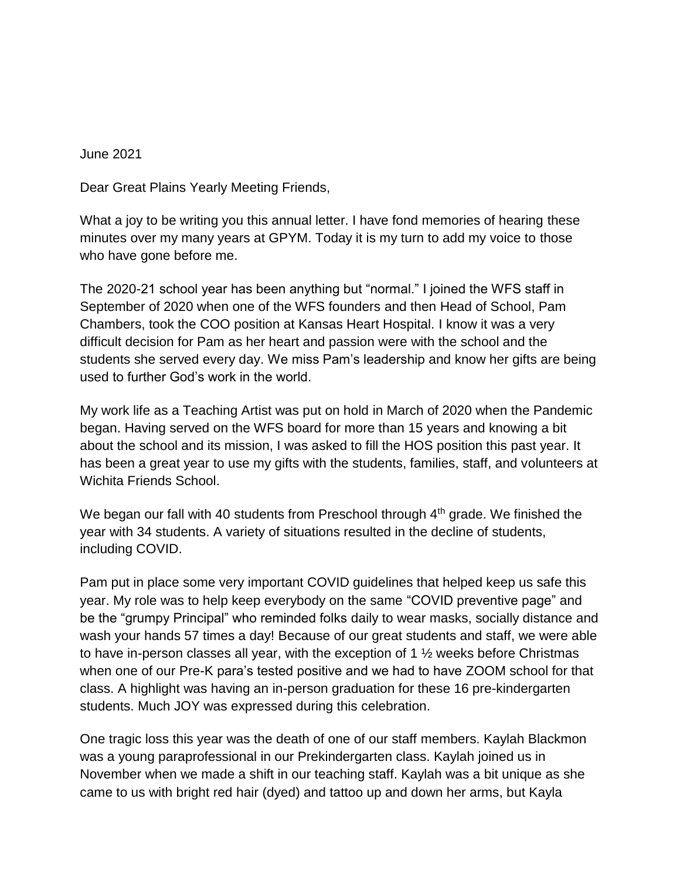June 2021

Dear Great Plains Yearly Meeting Friends,

What a joy to be writing you this annual letter. I have fond memories of hearing these minutes over my many years at GPYM. Today it is my turn to add my voice to those who have gone before me.

The 2020-21 school year has been anything but "normal." I joined the WFS staff in September of 2020 when one of the WFS founders and then Head of School, Pam Chambers, took the COO position at Kansas Heart Hospital. I know it was a very difficult decision for Pam as her heart and passion were with the school and the students she served every day. We miss Pam's leadership and know her gifts are being used to further God's work in the world.

My work life as a Teaching Artist was put on hold in March of 2020 when the Pandemic began. Having served on the WFS board for more than 15 years and knowing a bit about the school and its mission, I was asked to fill the HOS position this past year. It has been a great year to use my gifts with the students, families, staff, and volunteers at Wichita Friends School.

We began our fall with 40 students from Preschool through 4th grade. We finished the year with 34 students. A variety of situations resulted in the decline of students, including COVID.

Pam put in place some very important COVID guidelines that helped keep us safe this year. My role was to help keep everybody on the same "COVID preventive page" and be the "grumpy Principal" who reminded folks daily to wear masks, socially distance and wash your hands 57 times a day! Because of our great students and staff, we were able to have in-person classes all year, with the exception of 1 ½ weeks before Christmas when one of our Pre-K para's tested positive and we had to have ZOOM school for that class. A highlight was having an in-person graduation for these 16 pre-kindergarten students. Much JOY was expressed during this celebration.

One tragic loss this year was the death of one of our staff members. Kaylah Blackmon was a young paraprofessional in our Prekindergarten class. Kaylah joined us in November when we made a shift in our teaching staff. Kaylah was a bit unique as she came to us with bright red hair (dyed) and tattoo up and down her arms, but Kayla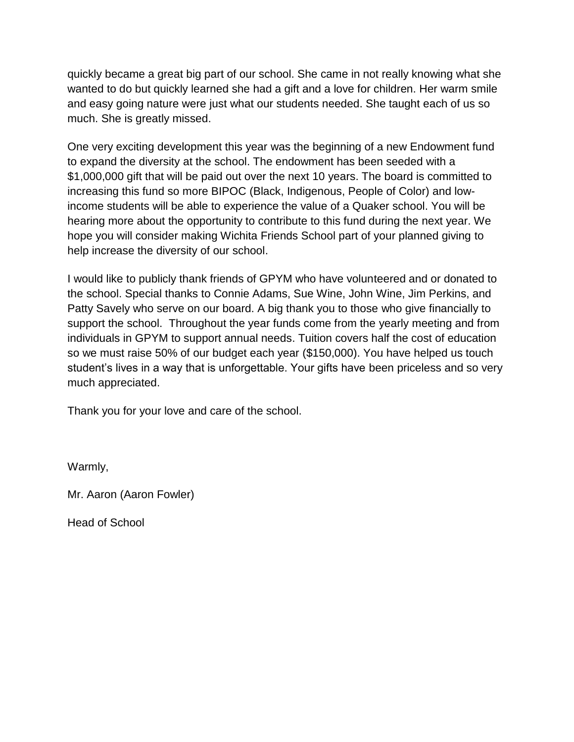quickly became a great big part of our school. She came in not really knowing what she wanted to do but quickly learned she had a gift and a love for children. Her warm smile and easy going nature were just what our students needed. She taught each of us so much. She is greatly missed.

One very exciting development this year was the beginning of a new Endowment fund to expand the diversity at the school. The endowment has been seeded with a $1,000,000 gift that will be paid out over the next 10 years. The board is committed to increasing this fund so more BIPOC (Black, Indigenous, People of Color) and low-income students will be able to experience the value of a Quaker school. You will be hearing more about the opportunity to contribute to this fund during the next year. We hope you will consider making Wichita Friends School part of your planned giving to help increase the diversity of our school.

I would like to publicly thank friends of GPYM who have volunteered and or donated to the school. Special thanks to Connie Adams, Sue Wine, John Wine, Jim Perkins, and Patty Savely who serve on our board. A big thank you to those who give financially to support the school. Throughout the year funds come from the yearly meeting and from individuals in GPYM to support annual needs. Tuition covers half the cost of education so we must raise 50% of our budget each year ($150,000). You have helped us touch student's lives in a way that is unforgettable. Your gifts have been priceless and so very much appreciated.

Thank you for your love and care of the school.

Warmly,

Mr. Aaron (Aaron Fowler)

Head of School